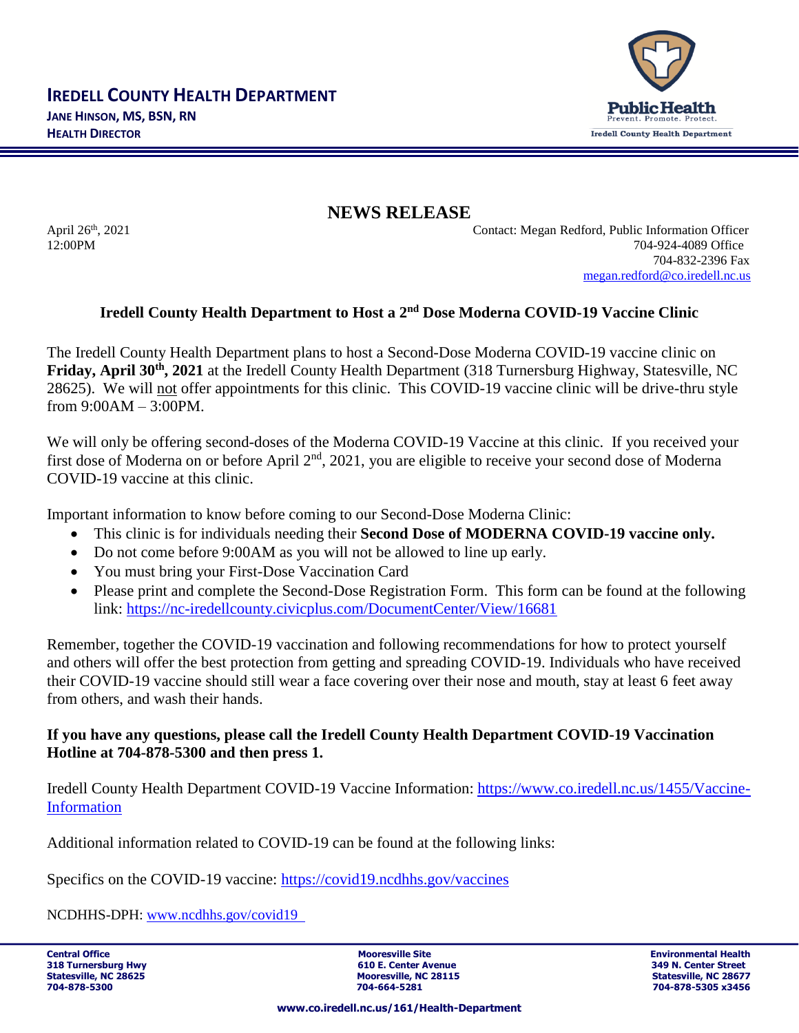# IREDELL COUNTY HEALTH DEPARTMENT

**JANE HINSON, MS, BSN, RN**
**HEALTH DIRECTOR**

Public Health
Prevent. Promote. Protect.
Iredell County Health Department

## NEWS RELEASE

April 26th, 2021
12:00PM

Contact: Megan Redford, Public Information Officer
704-924-4089 Office
704-832-2396 Fax
megan.redford@co.iredell.nc.us

### Iredell County Health Department to Host a 2nd Dose Moderna COVID-19 Vaccine Clinic

The Iredell County Health Department plans to host a Second-Dose Moderna COVID-19 vaccine clinic on **Friday, April 30th, 2021** at the Iredell County Health Department (318 Turnersburg Highway, Statesville, NC 28625). We will not offer appointments for this clinic. This COVID-19 vaccine clinic will be drive-thru style from 9:00AM – 3:00PM.

We will only be offering second-doses of the Moderna COVID-19 Vaccine at this clinic. If you received your first dose of Moderna on or before April 2nd, 2021, you are eligible to receive your second dose of Moderna COVID-19 vaccine at this clinic.

Important information to know before coming to our Second-Dose Moderna Clinic:

- This clinic is for individuals needing their **Second Dose of MODERNA COVID-19 vaccine only.**
- Do not come before 9:00AM as you will not be allowed to line up early.
- You must bring your First-Dose Vaccination Card
- Please print and complete the Second-Dose Registration Form. This form can be found at the following link: https://nc-iredellcounty.civicplus.com/DocumentCenter/View/16681

Remember, together the COVID-19 vaccination and following recommendations for how to protect yourself and others will offer the best protection from getting and spreading COVID-19. Individuals who have received their COVID-19 vaccine should still wear a face covering over their nose and mouth, stay at least 6 feet away from others, and wash their hands.

**If you have any questions, please call the Iredell County Health Department COVID-19 Vaccination Hotline at 704-878-5300 and then press 1.**

Iredell County Health Department COVID-19 Vaccine Information: https://www.co.iredell.nc.us/1455/Vaccine-Information

Additional information related to COVID-19 can be found at the following links:

Specifics on the COVID-19 vaccine: https://covid19.ncdhhs.gov/vaccines

NCDHHS-DPH: www.ncdhhs.gov/covid19

**Central Office**
**318 Turnersburg Hwy**
**Statesville, NC 28625**
**704-878-5300**

**Mooresville Site**
**610 E. Center Avenue**
**Mooresville, NC 28115**
**704-664-5281**

**Environmental Health**
**349 N. Center Street**
**Statesville, NC 28677**
**704-878-5305 x3456**

**www.co.iredell.nc.us/161/Health-Department**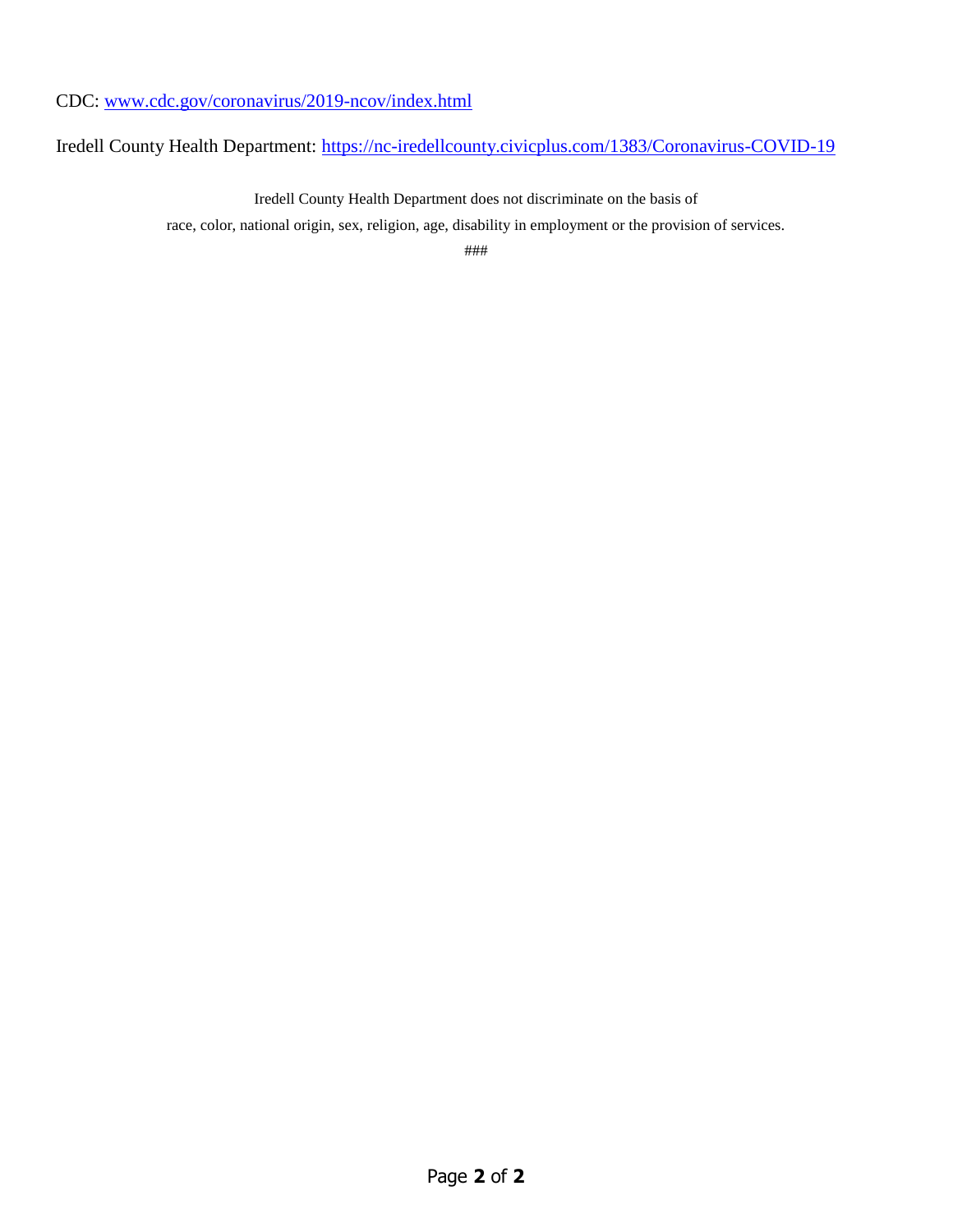CDC: [www.cdc.gov/coronavirus/2019-ncov/index.html](www.cdc.gov/coronavirus/2019-ncov/index.html)

Iredell County Health Department: [https://nc-iredellcounty.civicplus.com/1383/Coronavirus-COVID-19](https://nc-iredellcounty.civicplus.com/1383/Coronavirus-COVID-19)

Iredell County Health Department does not discriminate on the basis of race, color, national origin, sex, religion, age, disability in employment or the provision of services.

###